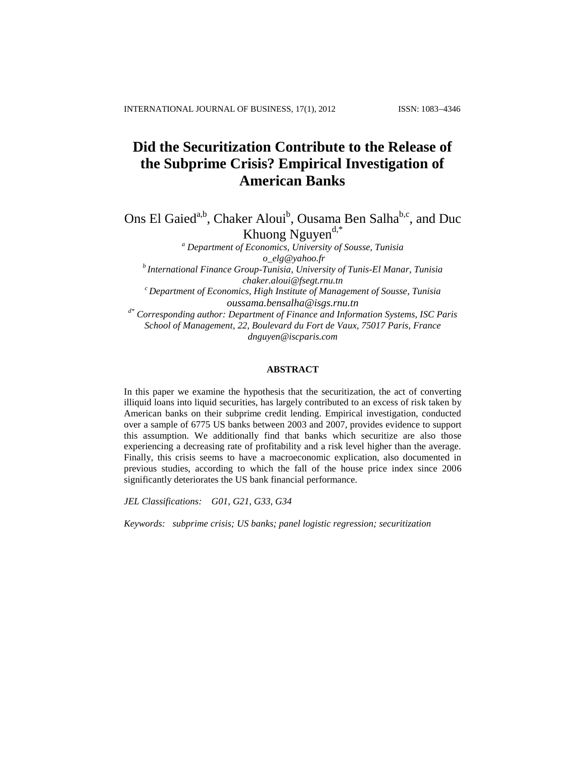# Did the Securitization Contribute to the Release of the Subprime Crisis? Empirical Investigation of American Banks

Ons El Gaied[a,b], Chaker Aloui[b], Ousama Ben Salha[b,c], and Duc Khuong Nguyen[d,*]

[a] *Department of Economics, University of Sousse, Tunisia*
*o_elg@yahoo.fr*

[b] *International Finance Group-Tunisia, University of Tunis-El Manar, Tunisia*
*chaker.aloui@fsegt.rnu.tn*

[c] *Department of Economics, High Institute of Management of Sousse, Tunisia*
*oussama.bensalha@isgs.rnu.tn*

[d*] *Corresponding author: Department of Finance and Information Systems, ISC Paris School of Management, 22, Boulevard du Fort de Vaux, 75017 Paris, France*
*dnguyen@iscparis.com*

## ABSTRACT

In this paper we examine the hypothesis that the securitization, the act of converting illiquid loans into liquid securities, has largely contributed to an excess of risk taken by American banks on their subprime credit lending. Empirical investigation, conducted over a sample of 6775 US banks between 2003 and 2007, provides evidence to support this assumption. We additionally find that banks which securitize are also those experiencing a decreasing rate of profitability and a risk level higher than the average. Finally, this crisis seems to have a macroeconomic explication, also documented in previous studies, according to which the fall of the house price index since 2006 significantly deteriorates the US bank financial performance.

*JEL Classifications: G01, G21, G33, G34*

*Keywords: subprime crisis; US banks; panel logistic regression; securitization*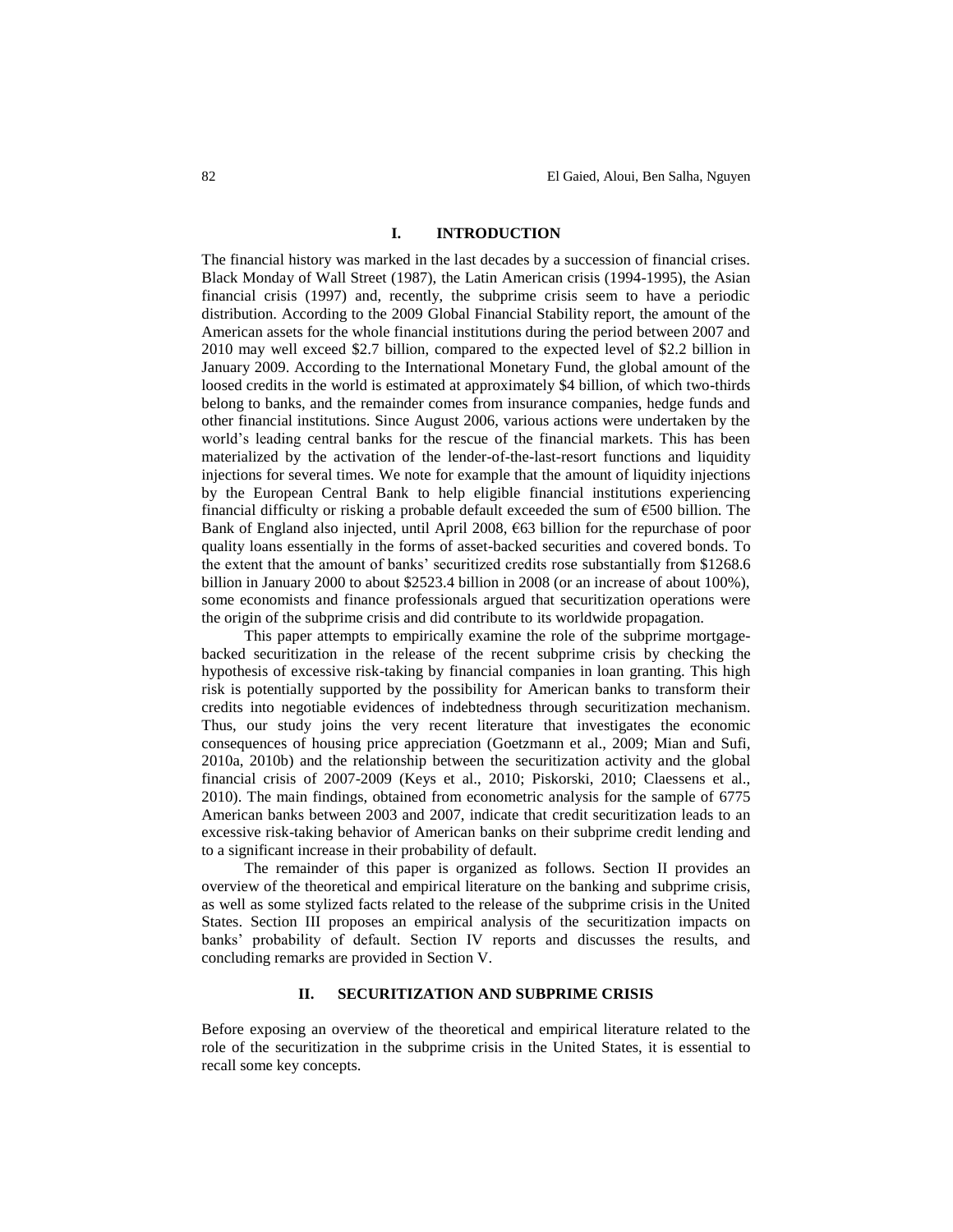## I. INTRODUCTION

The financial history was marked in the last decades by a succession of financial crises. Black Monday of Wall Street (1987), the Latin American crisis (1994-1995), the Asian financial crisis (1997) and, recently, the subprime crisis seem to have a periodic distribution. According to the 2009 Global Financial Stability report, the amount of the American assets for the whole financial institutions during the period between 2007 and 2010 may well exceed \$2.7 billion, compared to the expected level of \$2.2 billion in January 2009. According to the International Monetary Fund, the global amount of the loosed credits in the world is estimated at approximately \$4 billion, of which two-thirds belong to banks, and the remainder comes from insurance companies, hedge funds and other financial institutions. Since August 2006, various actions were undertaken by the world's leading central banks for the rescue of the financial markets. This has been materialized by the activation of the lender-of-the-last-resort functions and liquidity injections for several times. We note for example that the amount of liquidity injections by the European Central Bank to help eligible financial institutions experiencing financial difficulty or risking a probable default exceeded the sum of €500 billion. The Bank of England also injected, until April 2008, €63 billion for the repurchase of poor quality loans essentially in the forms of asset-backed securities and covered bonds. To the extent that the amount of banks' securitized credits rose substantially from \$1268.6 billion in January 2000 to about \$2523.4 billion in 2008 (or an increase of about 100%), some economists and finance professionals argued that securitization operations were the origin of the subprime crisis and did contribute to its worldwide propagation.

This paper attempts to empirically examine the role of the subprime mortgage-backed securitization in the release of the recent subprime crisis by checking the hypothesis of excessive risk-taking by financial companies in loan granting. This high risk is potentially supported by the possibility for American banks to transform their credits into negotiable evidences of indebtedness through securitization mechanism. Thus, our study joins the very recent literature that investigates the economic consequences of housing price appreciation (Goetzmann et al., 2009; Mian and Sufi, 2010a, 2010b) and the relationship between the securitization activity and the global financial crisis of 2007-2009 (Keys et al., 2010; Piskorski, 2010; Claessens et al., 2010). The main findings, obtained from econometric analysis for the sample of 6775 American banks between 2003 and 2007, indicate that credit securitization leads to an excessive risk-taking behavior of American banks on their subprime credit lending and to a significant increase in their probability of default.

The remainder of this paper is organized as follows. Section II provides an overview of the theoretical and empirical literature on the banking and subprime crisis, as well as some stylized facts related to the release of the subprime crisis in the United States. Section III proposes an empirical analysis of the securitization impacts on banks' probability of default. Section IV reports and discusses the results, and concluding remarks are provided in Section V.

## II. SECURITIZATION AND SUBPRIME CRISIS

Before exposing an overview of the theoretical and empirical literature related to the role of the securitization in the subprime crisis in the United States, it is essential to recall some key concepts.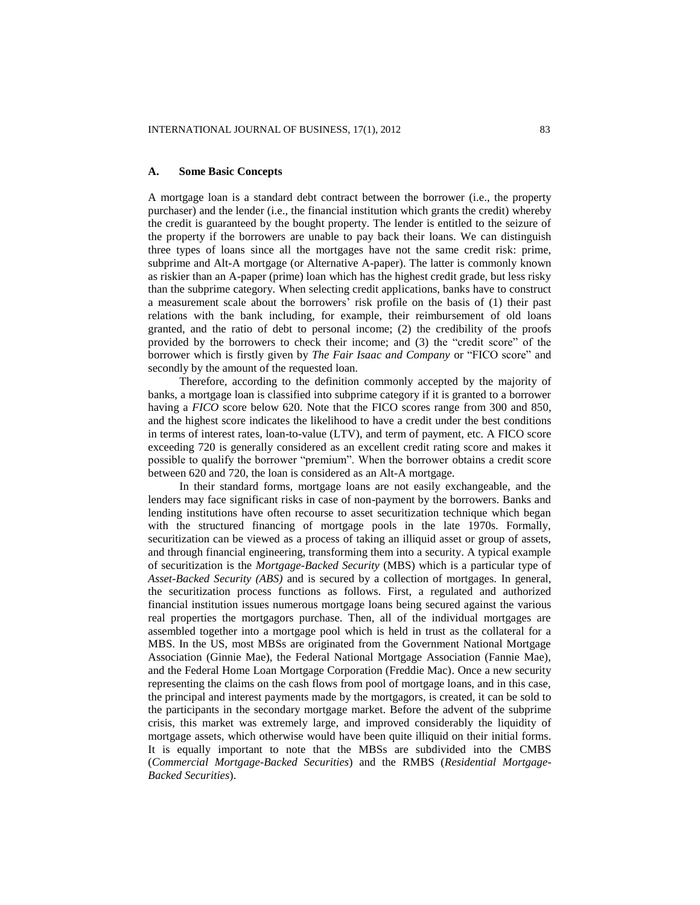### A. Some Basic Concepts

A mortgage loan is a standard debt contract between the borrower (i.e., the property purchaser) and the lender (i.e., the financial institution which grants the credit) whereby the credit is guaranteed by the bought property. The lender is entitled to the seizure of the property if the borrowers are unable to pay back their loans. We can distinguish three types of loans since all the mortgages have not the same credit risk: prime, subprime and Alt-A mortgage (or Alternative A-paper). The latter is commonly known as riskier than an A-paper (prime) loan which has the highest credit grade, but less risky than the subprime category. When selecting credit applications, banks have to construct a measurement scale about the borrowers' risk profile on the basis of (1) their past relations with the bank including, for example, their reimbursement of old loans granted, and the ratio of debt to personal income; (2) the credibility of the proofs provided by the borrowers to check their income; and (3) the "credit score" of the borrower which is firstly given by *The Fair Isaac and Company* or "FICO score" and secondly by the amount of the requested loan.

Therefore, according to the definition commonly accepted by the majority of banks, a mortgage loan is classified into subprime category if it is granted to a borrower having a *FICO* score below 620. Note that the FICO scores range from 300 and 850, and the highest score indicates the likelihood to have a credit under the best conditions in terms of interest rates, loan-to-value (LTV), and term of payment, etc. A FICO score exceeding 720 is generally considered as an excellent credit rating score and makes it possible to qualify the borrower "premium". When the borrower obtains a credit score between 620 and 720, the loan is considered as an Alt-A mortgage.

In their standard forms, mortgage loans are not easily exchangeable, and the lenders may face significant risks in case of non-payment by the borrowers. Banks and lending institutions have often recourse to asset securitization technique which began with the structured financing of mortgage pools in the late 1970s. Formally, securitization can be viewed as a process of taking an illiquid asset or group of assets, and through financial engineering, transforming them into a security. A typical example of securitization is the *Mortgage-Backed Security* (MBS) which is a particular type of *Asset-Backed Security (ABS)* and is secured by a collection of mortgages. In general, the securitization process functions as follows. First, a regulated and authorized financial institution issues numerous mortgage loans being secured against the various real properties the mortgagors purchase. Then, all of the individual mortgages are assembled together into a mortgage pool which is held in trust as the collateral for a MBS. In the US, most MBSs are originated from the Government National Mortgage Association (Ginnie Mae), the Federal National Mortgage Association (Fannie Mae), and the Federal Home Loan Mortgage Corporation (Freddie Mac). Once a new security representing the claims on the cash flows from pool of mortgage loans, and in this case, the principal and interest payments made by the mortgagors, is created, it can be sold to the participants in the secondary mortgage market. Before the advent of the subprime crisis, this market was extremely large, and improved considerably the liquidity of mortgage assets, which otherwise would have been quite illiquid on their initial forms. It is equally important to note that the MBSs are subdivided into the CMBS (*Commercial Mortgage-Backed Securities*) and the RMBS (*Residential Mortgage-Backed Securities*).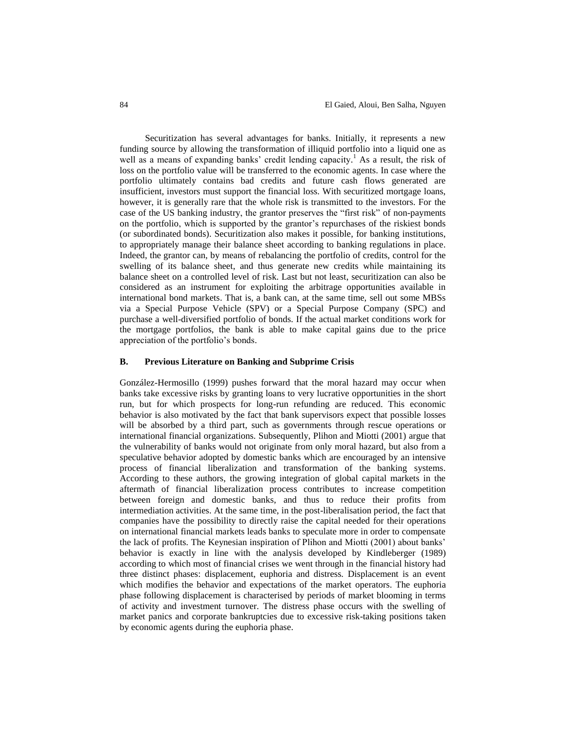Securitization has several advantages for banks. Initially, it represents a new funding source by allowing the transformation of illiquid portfolio into a liquid one as well as a means of expanding banks' credit lending capacity.[1] As a result, the risk of loss on the portfolio value will be transferred to the economic agents. In case where the portfolio ultimately contains bad credits and future cash flows generated are insufficient, investors must support the financial loss. With securitized mortgage loans, however, it is generally rare that the whole risk is transmitted to the investors. For the case of the US banking industry, the grantor preserves the "first risk" of non-payments on the portfolio, which is supported by the grantor's repurchases of the riskiest bonds (or subordinated bonds). Securitization also makes it possible, for banking institutions, to appropriately manage their balance sheet according to banking regulations in place. Indeed, the grantor can, by means of rebalancing the portfolio of credits, control for the swelling of its balance sheet, and thus generate new credits while maintaining its balance sheet on a controlled level of risk. Last but not least, securitization can also be considered as an instrument for exploiting the arbitrage opportunities available in international bond markets. That is, a bank can, at the same time, sell out some MBSs via a Special Purpose Vehicle (SPV) or a Special Purpose Company (SPC) and purchase a well-diversified portfolio of bonds. If the actual market conditions work for the mortgage portfolios, the bank is able to make capital gains due to the price appreciation of the portfolio's bonds.

### B. Previous Literature on Banking and Subprime Crisis

González-Hermosillo (1999) pushes forward that the moral hazard may occur when banks take excessive risks by granting loans to very lucrative opportunities in the short run, but for which prospects for long-run refunding are reduced. This economic behavior is also motivated by the fact that bank supervisors expect that possible losses will be absorbed by a third part, such as governments through rescue operations or international financial organizations. Subsequently, Plihon and Miotti (2001) argue that the vulnerability of banks would not originate from only moral hazard, but also from a speculative behavior adopted by domestic banks which are encouraged by an intensive process of financial liberalization and transformation of the banking systems. According to these authors, the growing integration of global capital markets in the aftermath of financial liberalization process contributes to increase competition between foreign and domestic banks, and thus to reduce their profits from intermediation activities. At the same time, in the post-liberalisation period, the fact that companies have the possibility to directly raise the capital needed for their operations on international financial markets leads banks to speculate more in order to compensate the lack of profits. The Keynesian inspiration of Plihon and Miotti (2001) about banks' behavior is exactly in line with the analysis developed by Kindleberger (1989) according to which most of financial crises we went through in the financial history had three distinct phases: displacement, euphoria and distress. Displacement is an event which modifies the behavior and expectations of the market operators. The euphoria phase following displacement is characterised by periods of market blooming in terms of activity and investment turnover. The distress phase occurs with the swelling of market panics and corporate bankruptcies due to excessive risk-taking positions taken by economic agents during the euphoria phase.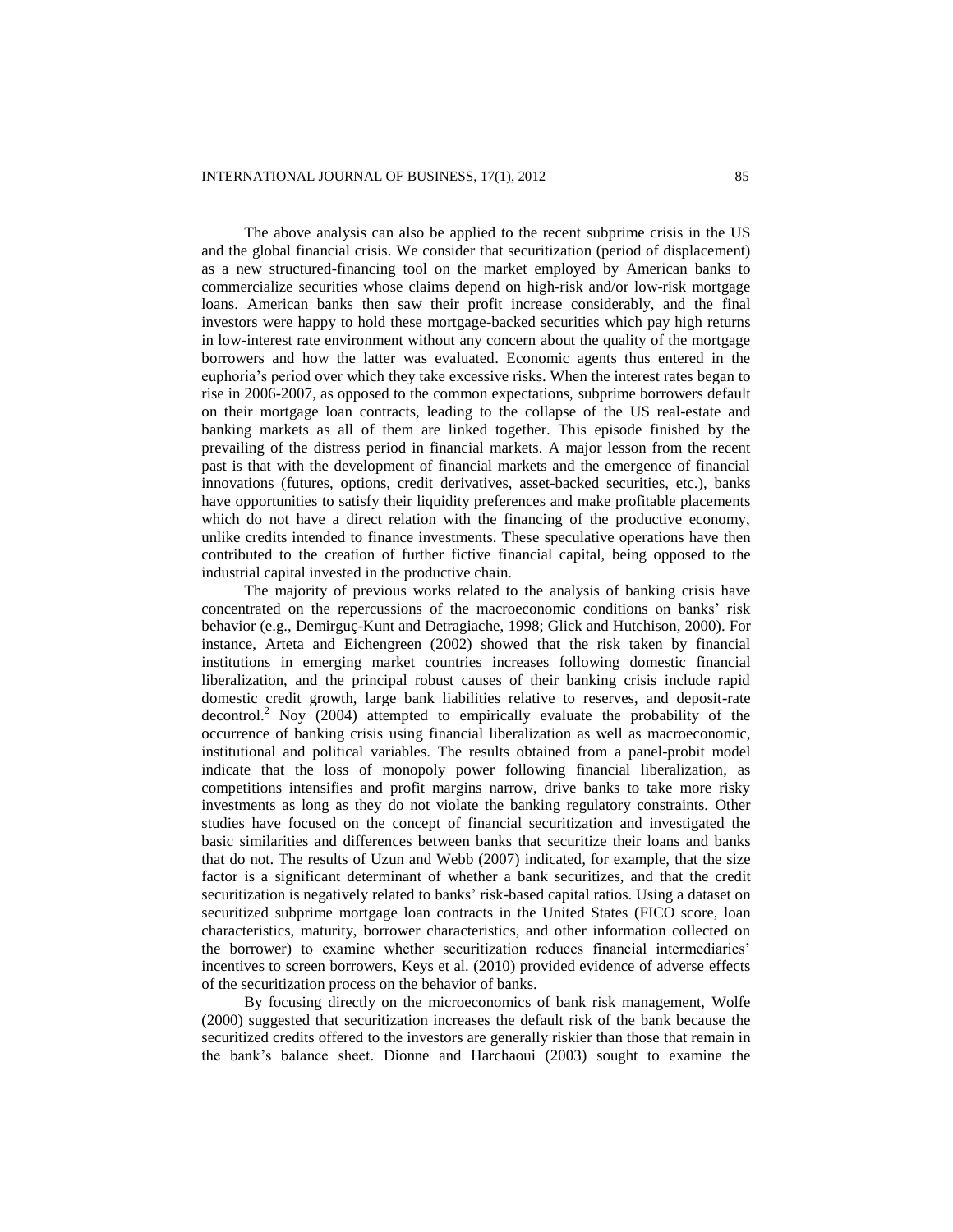The above analysis can also be applied to the recent subprime crisis in the US and the global financial crisis. We consider that securitization (period of displacement) as a new structured-financing tool on the market employed by American banks to commercialize securities whose claims depend on high-risk and/or low-risk mortgage loans. American banks then saw their profit increase considerably, and the final investors were happy to hold these mortgage-backed securities which pay high returns in low-interest rate environment without any concern about the quality of the mortgage borrowers and how the latter was evaluated. Economic agents thus entered in the euphoria's period over which they take excessive risks. When the interest rates began to rise in 2006-2007, as opposed to the common expectations, subprime borrowers default on their mortgage loan contracts, leading to the collapse of the US real-estate and banking markets as all of them are linked together. This episode finished by the prevailing of the distress period in financial markets. A major lesson from the recent past is that with the development of financial markets and the emergence of financial innovations (futures, options, credit derivatives, asset-backed securities, etc.), banks have opportunities to satisfy their liquidity preferences and make profitable placements which do not have a direct relation with the financing of the productive economy, unlike credits intended to finance investments. These speculative operations have then contributed to the creation of further fictive financial capital, being opposed to the industrial capital invested in the productive chain.

The majority of previous works related to the analysis of banking crisis have concentrated on the repercussions of the macroeconomic conditions on banks' risk behavior (e.g., Demirguç-Kunt and Detragiache, 1998; Glick and Hutchison, 2000). For instance, Arteta and Eichengreen (2002) showed that the risk taken by financial institutions in emerging market countries increases following domestic financial liberalization, and the principal robust causes of their banking crisis include rapid domestic credit growth, large bank liabilities relative to reserves, and deposit-rate decontrol.[2] Noy (2004) attempted to empirically evaluate the probability of the occurrence of banking crisis using financial liberalization as well as macroeconomic, institutional and political variables. The results obtained from a panel-probit model indicate that the loss of monopoly power following financial liberalization, as competitions intensifies and profit margins narrow, drive banks to take more risky investments as long as they do not violate the banking regulatory constraints. Other studies have focused on the concept of financial securitization and investigated the basic similarities and differences between banks that securitize their loans and banks that do not. The results of Uzun and Webb (2007) indicated, for example, that the size factor is a significant determinant of whether a bank securitizes, and that the credit securitization is negatively related to banks' risk-based capital ratios. Using a dataset on securitized subprime mortgage loan contracts in the United States (FICO score, loan characteristics, maturity, borrower characteristics, and other information collected on the borrower) to examine whether securitization reduces financial intermediaries' incentives to screen borrowers, Keys et al. (2010) provided evidence of adverse effects of the securitization process on the behavior of banks.

By focusing directly on the microeconomics of bank risk management, Wolfe (2000) suggested that securitization increases the default risk of the bank because the securitized credits offered to the investors are generally riskier than those that remain in the bank's balance sheet. Dionne and Harchaoui (2003) sought to examine the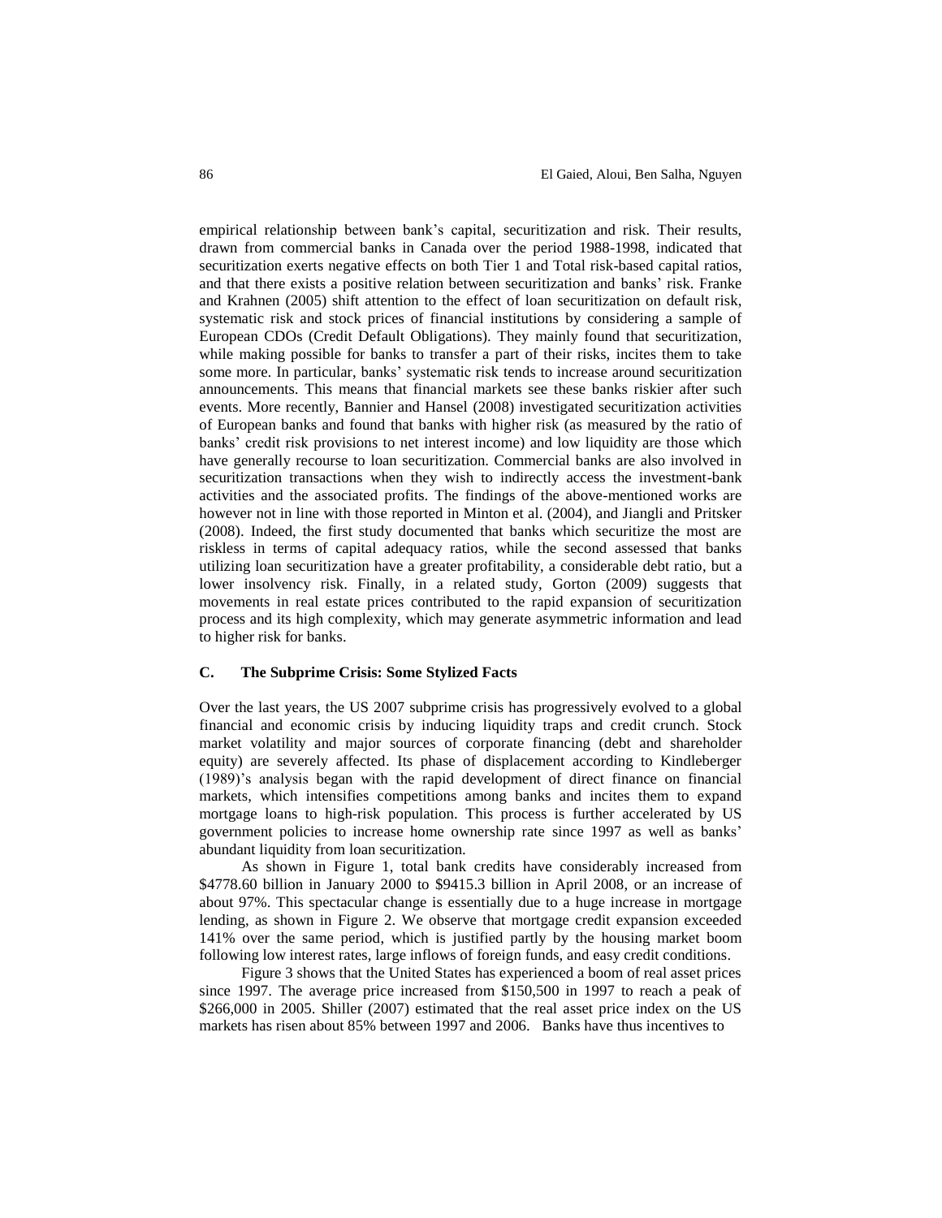empirical relationship between bank's capital, securitization and risk. Their results, drawn from commercial banks in Canada over the period 1988-1998, indicated that securitization exerts negative effects on both Tier 1 and Total risk-based capital ratios, and that there exists a positive relation between securitization and banks' risk. Franke and Krahnen (2005) shift attention to the effect of loan securitization on default risk, systematic risk and stock prices of financial institutions by considering a sample of European CDOs (Credit Default Obligations). They mainly found that securitization, while making possible for banks to transfer a part of their risks, incites them to take some more. In particular, banks' systematic risk tends to increase around securitization announcements. This means that financial markets see these banks riskier after such events. More recently, Bannier and Hansel (2008) investigated securitization activities of European banks and found that banks with higher risk (as measured by the ratio of banks' credit risk provisions to net interest income) and low liquidity are those which have generally recourse to loan securitization. Commercial banks are also involved in securitization transactions when they wish to indirectly access the investment-bank activities and the associated profits. The findings of the above-mentioned works are however not in line with those reported in Minton et al. (2004), and Jiangli and Pritsker (2008). Indeed, the first study documented that banks which securitize the most are riskless in terms of capital adequacy ratios, while the second assessed that banks utilizing loan securitization have a greater profitability, a considerable debt ratio, but a lower insolvency risk. Finally, in a related study, Gorton (2009) suggests that movements in real estate prices contributed to the rapid expansion of securitization process and its high complexity, which may generate asymmetric information and lead to higher risk for banks.

### C. The Subprime Crisis: Some Stylized Facts

Over the last years, the US 2007 subprime crisis has progressively evolved to a global financial and economic crisis by inducing liquidity traps and credit crunch. Stock market volatility and major sources of corporate financing (debt and shareholder equity) are severely affected. Its phase of displacement according to Kindleberger (1989)'s analysis began with the rapid development of direct finance on financial markets, which intensifies competitions among banks and incites them to expand mortgage loans to high-risk population. This process is further accelerated by US government policies to increase home ownership rate since 1997 as well as banks' abundant liquidity from loan securitization.

As shown in Figure 1, total bank credits have considerably increased from \$4778.60 billion in January 2000 to \$9415.3 billion in April 2008, or an increase of about 97%. This spectacular change is essentially due to a huge increase in mortgage lending, as shown in Figure 2. We observe that mortgage credit expansion exceeded 141% over the same period, which is justified partly by the housing market boom following low interest rates, large inflows of foreign funds, and easy credit conditions.

Figure 3 shows that the United States has experienced a boom of real asset prices since 1997. The average price increased from \$150,500 in 1997 to reach a peak of \$266,000 in 2005. Shiller (2007) estimated that the real asset price index on the US markets has risen about 85% between 1997 and 2006. Banks have thus incentives to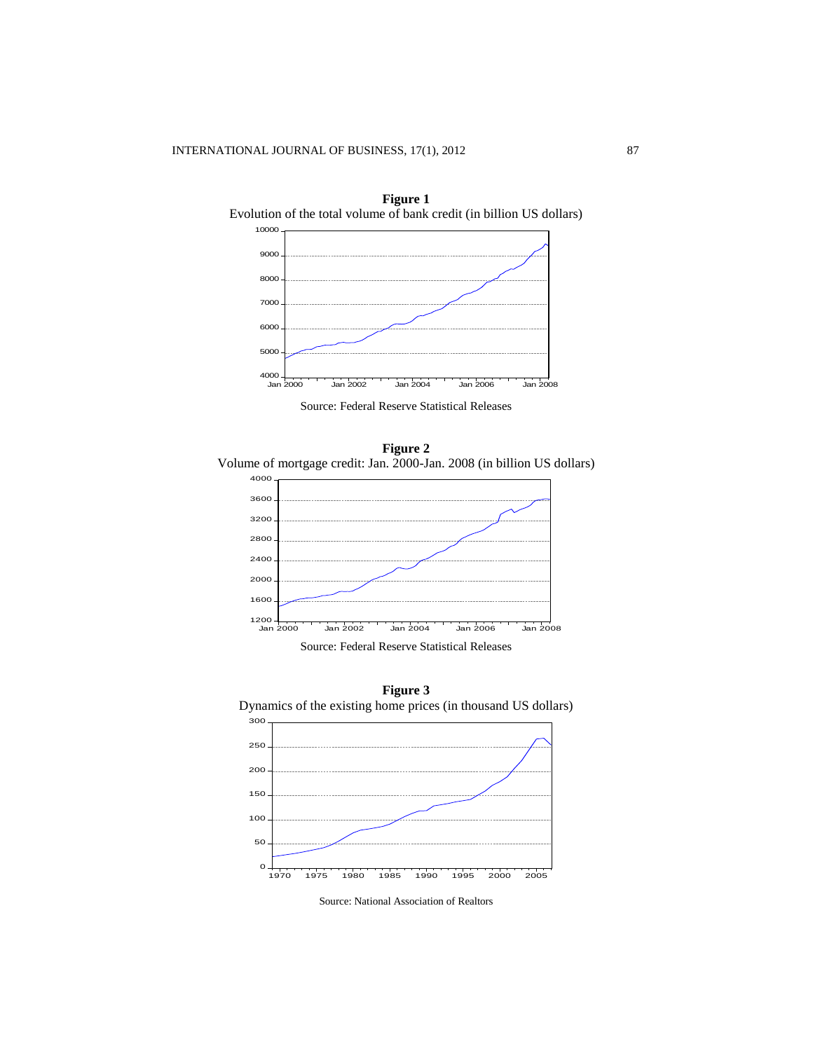**Figure 1**
Evolution of the total volume of bank credit (in billion US dollars)

Source: Federal Reserve Statistical Releases

**Figure 2**
Volume of mortgage credit: Jan. 2000-Jan. 2008 (in billion US dollars)

Source: Federal Reserve Statistical Releases

**Figure 3**
Dynamics of the existing home prices (in thousand US dollars)

Source: National Association of Realtors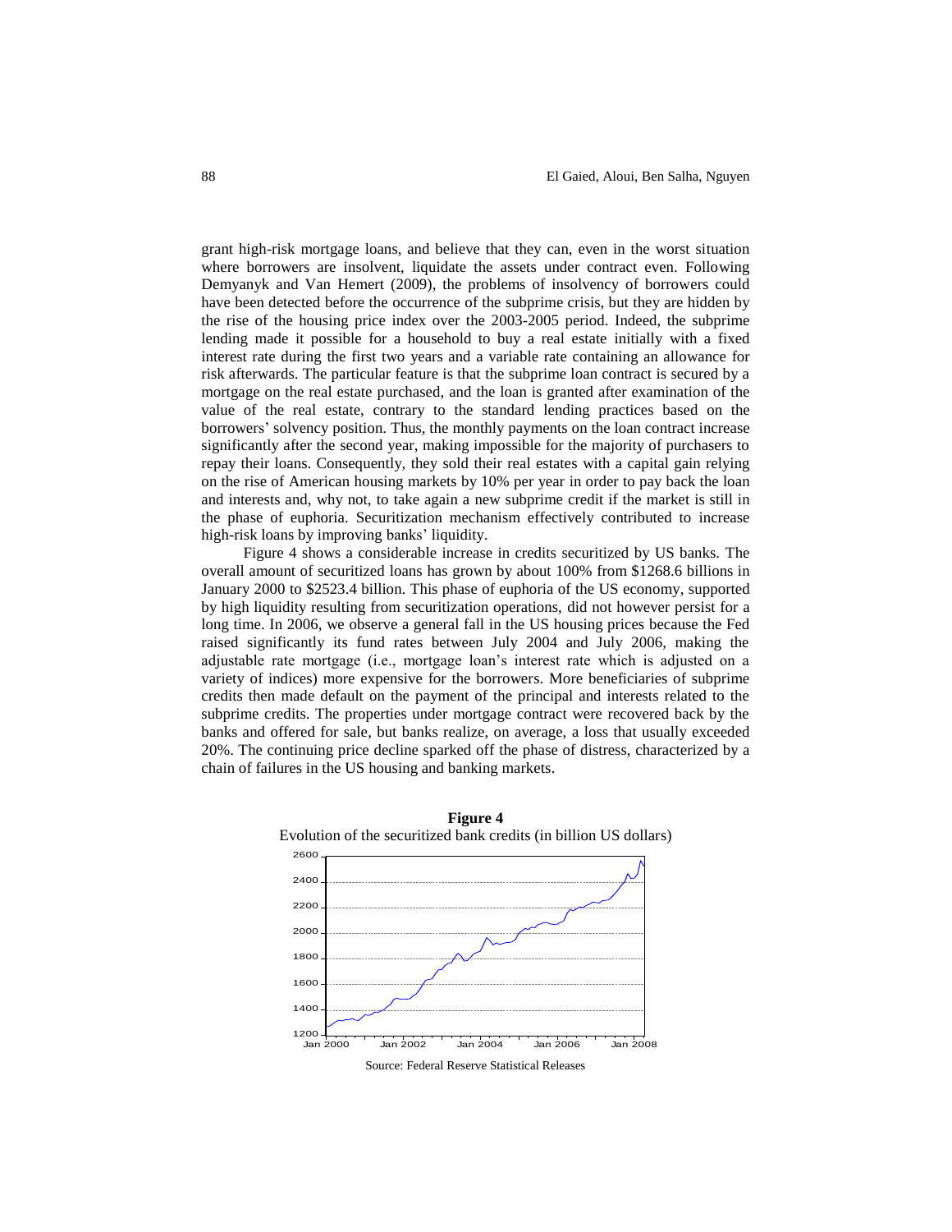grant high-risk mortgage loans, and believe that they can, even in the worst situation where borrowers are insolvent, liquidate the assets under contract even. Following Demyanyk and Van Hemert (2009), the problems of insolvency of borrowers could have been detected before the occurrence of the subprime crisis, but they are hidden by the rise of the housing price index over the 2003-2005 period. Indeed, the subprime lending made it possible for a household to buy a real estate initially with a fixed interest rate during the first two years and a variable rate containing an allowance for risk afterwards. The particular feature is that the subprime loan contract is secured by a mortgage on the real estate purchased, and the loan is granted after examination of the value of the real estate, contrary to the standard lending practices based on the borrowers' solvency position. Thus, the monthly payments on the loan contract increase significantly after the second year, making impossible for the majority of purchasers to repay their loans. Consequently, they sold their real estates with a capital gain relying on the rise of American housing markets by 10% per year in order to pay back the loan and interests and, why not, to take again a new subprime credit if the market is still in the phase of euphoria. Securitization mechanism effectively contributed to increase high-risk loans by improving banks' liquidity.

Figure 4 shows a considerable increase in credits securitized by US banks. The overall amount of securitized loans has grown by about 100% from \$1268.6 billions in January 2000 to \$2523.4 billion. This phase of euphoria of the US economy, supported by high liquidity resulting from securitization operations, did not however persist for a long time. In 2006, we observe a general fall in the US housing prices because the Fed raised significantly its fund rates between July 2004 and July 2006, making the adjustable rate mortgage (i.e., mortgage loan's interest rate which is adjusted on a variety of indices) more expensive for the borrowers. More beneficiaries of subprime credits then made default on the payment of the principal and interests related to the subprime credits. The properties under mortgage contract were recovered back by the banks and offered for sale, but banks realize, on average, a loss that usually exceeded 20%. The continuing price decline sparked off the phase of distress, characterized by a chain of failures in the US housing and banking markets.

**Figure 4**

Evolution of the securitized bank credits (in billion US dollars)

Source: Federal Reserve Statistical Releases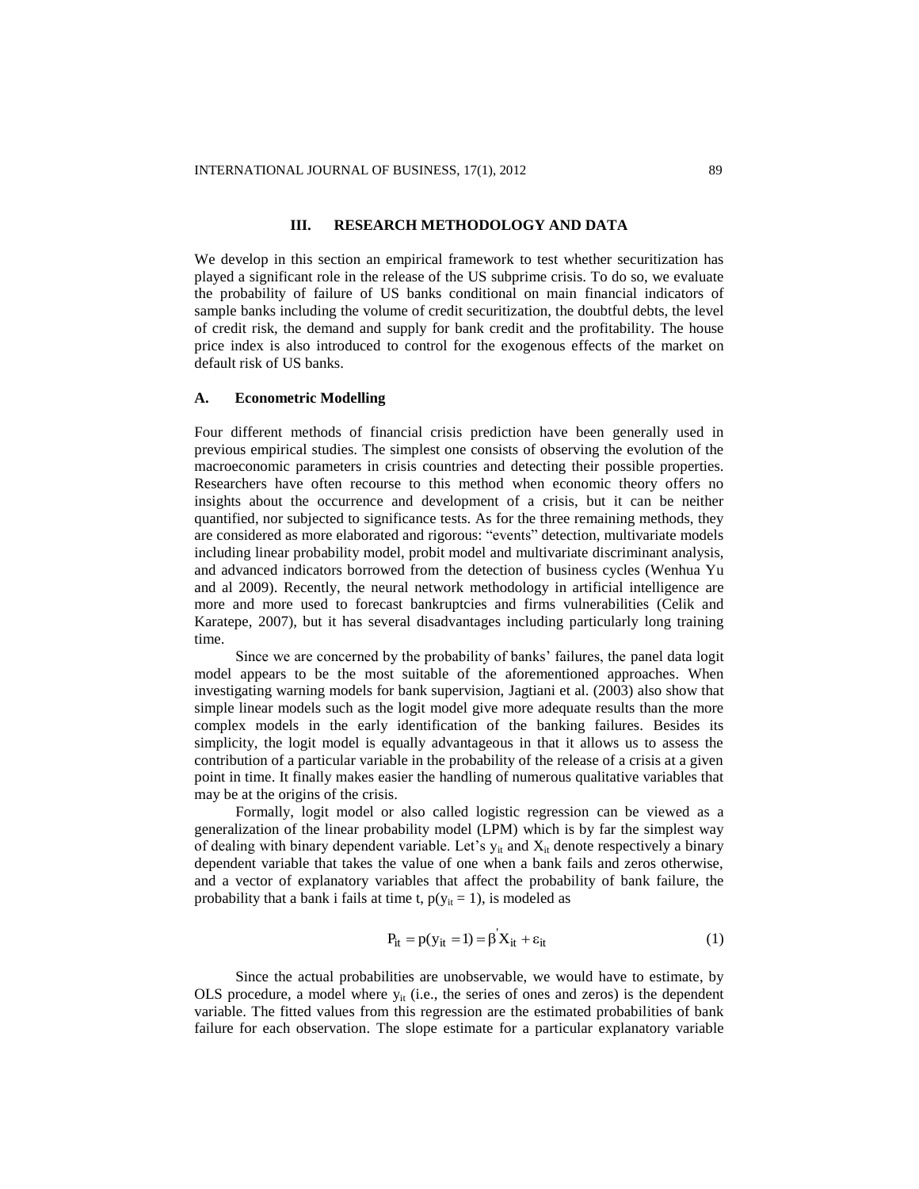## III. RESEARCH METHODOLOGY AND DATA

We develop in this section an empirical framework to test whether securitization has played a significant role in the release of the US subprime crisis. To do so, we evaluate the probability of failure of US banks conditional on main financial indicators of sample banks including the volume of credit securitization, the doubtful debts, the level of credit risk, the demand and supply for bank credit and the profitability. The house price index is also introduced to control for the exogenous effects of the market on default risk of US banks.

### A. Econometric Modelling

Four different methods of financial crisis prediction have been generally used in previous empirical studies. The simplest one consists of observing the evolution of the macroeconomic parameters in crisis countries and detecting their possible properties. Researchers have often recourse to this method when economic theory offers no insights about the occurrence and development of a crisis, but it can be neither quantified, nor subjected to significance tests. As for the three remaining methods, they are considered as more elaborated and rigorous: "events" detection, multivariate models including linear probability model, probit model and multivariate discriminant analysis, and advanced indicators borrowed from the detection of business cycles (Wenhua Yu and al 2009). Recently, the neural network methodology in artificial intelligence are more and more used to forecast bankruptcies and firms vulnerabilities (Celik and Karatepe, 2007), but it has several disadvantages including particularly long training time.

Since we are concerned by the probability of banks' failures, the panel data logit model appears to be the most suitable of the aforementioned approaches. When investigating warning models for bank supervision, Jagtiani et al. (2003) also show that simple linear models such as the logit model give more adequate results than the more complex models in the early identification of the banking failures. Besides its simplicity, the logit model is equally advantageous in that it allows us to assess the contribution of a particular variable in the probability of the release of a crisis at a given point in time. It finally makes easier the handling of numerous qualitative variables that may be at the origins of the crisis.

Formally, logit model or also called logistic regression can be viewed as a generalization of the linear probability model (LPM) which is by far the simplest way of dealing with binary dependent variable. Let's $y_{it}$ and $X_{it}$ denote respectively a binary dependent variable that takes the value of one when a bank fails and zeros otherwise, and a vector of explanatory variables that affect the probability of bank failure, the probability that a bank i fails at time t, $p(y_{it} = 1)$, is modeled as

$$P_{it} = p(y_{it} = 1) = \beta^{'} X_{it} + \varepsilon_{it} \tag{1}$$

Since the actual probabilities are unobservable, we would have to estimate, by OLS procedure, a model where $y_{it}$ (i.e., the series of ones and zeros) is the dependent variable. The fitted values from this regression are the estimated probabilities of bank failure for each observation. The slope estimate for a particular explanatory variable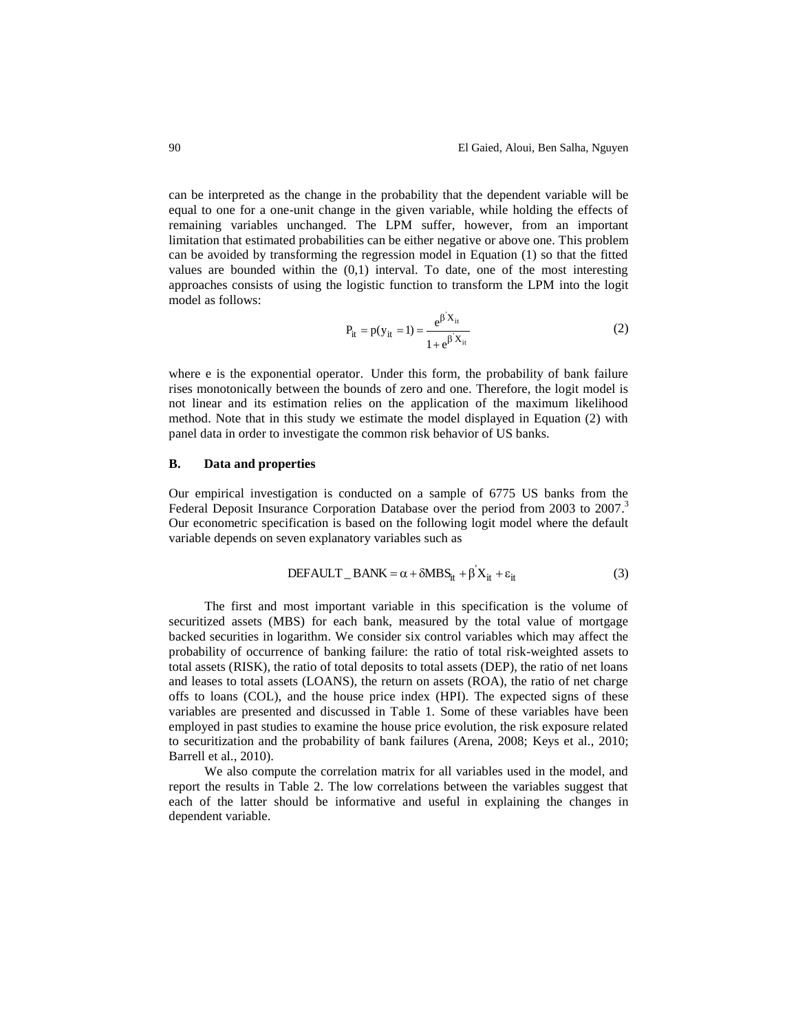can be interpreted as the change in the probability that the dependent variable will be equal to one for a one-unit change in the given variable, while holding the effects of remaining variables unchanged. The LPM suffer, however, from an important limitation that estimated probabilities can be either negative or above one. This problem can be avoided by transforming the regression model in Equation (1) so that the fitted values are bounded within the (0,1) interval. To date, one of the most interesting approaches consists of using the logistic function to transform the LPM into the logit model as follows:

$$P_{it} = p(y_{it} = 1) = \frac{e^{\beta' X_{it}}}{1 + e^{\beta' X_{it}}} \tag{2}$$

where e is the exponential operator. Under this form, the probability of bank failure rises monotonically between the bounds of zero and one. Therefore, the logit model is not linear and its estimation relies on the application of the maximum likelihood method. Note that in this study we estimate the model displayed in Equation (2) with panel data in order to investigate the common risk behavior of US banks.

## B. Data and properties

Our empirical investigation is conducted on a sample of 6775 US banks from the Federal Deposit Insurance Corporation Database over the period from 2003 to 2007.[3] Our econometric specification is based on the following logit model where the default variable depends on seven explanatory variables such as

$$\text{DEFAULT\_BANK} = \alpha + \delta \text{MBS}_{it} + \beta' X_{it} + \varepsilon_{it} \tag{3}$$

The first and most important variable in this specification is the volume of securitized assets (MBS) for each bank, measured by the total value of mortgage backed securities in logarithm. We consider six control variables which may affect the probability of occurrence of banking failure: the ratio of total risk-weighted assets to total assets (RISK), the ratio of total deposits to total assets (DEP), the ratio of net loans and leases to total assets (LOANS), the return on assets (ROA), the ratio of net charge offs to loans (COL), and the house price index (HPI). The expected signs of these variables are presented and discussed in Table 1. Some of these variables have been employed in past studies to examine the house price evolution, the risk exposure related to securitization and the probability of bank failures (Arena, 2008; Keys et al., 2010; Barrell et al., 2010).

We also compute the correlation matrix for all variables used in the model, and report the results in Table 2. The low correlations between the variables suggest that each of the latter should be informative and useful in explaining the changes in dependent variable.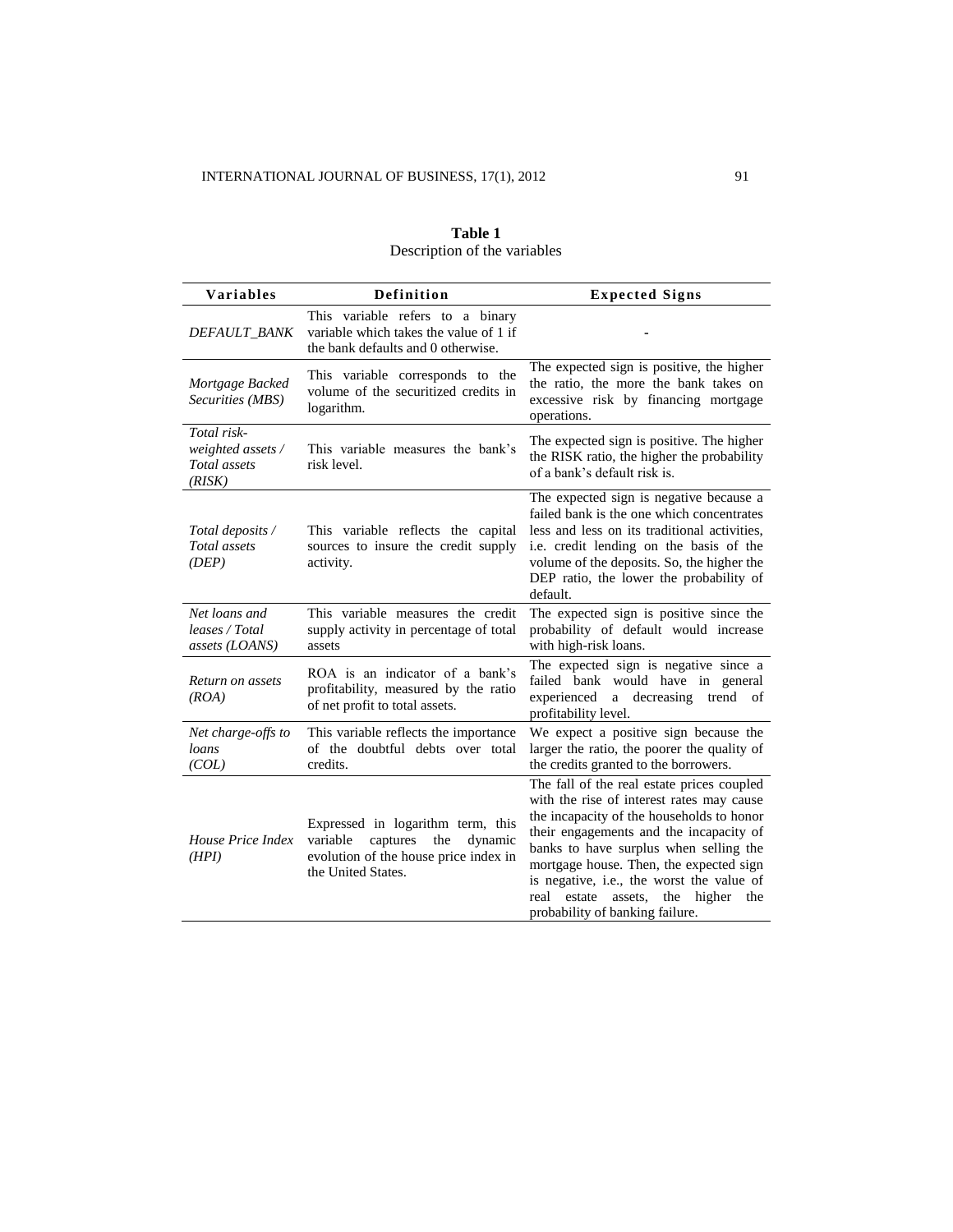**Table 1**
Description of the variables

| Variables | Definition | Expected Signs |
|---|---|---|
| *DEFAULT_BANK* | This variable refers to a binary variable which takes the value of 1 if the bank defaults and 0 otherwise. | - |
| *Mortgage Backed Securities (MBS)* | This variable corresponds to the volume of the securitized credits in logarithm. | The expected sign is positive, the higher the ratio, the more the bank takes on excessive risk by financing mortgage operations. |
| *Total risk-weighted assets / Total assets (RISK)* | This variable measures the bank's risk level. | The expected sign is positive. The higher the RISK ratio, the higher the probability of a bank's default risk is. |
| *Total deposits / Total assets (DEP)* | This variable reflects the capital sources to insure the credit supply activity. | The expected sign is negative because a failed bank is the one which concentrates less and less on its traditional activities, i.e. credit lending on the basis of the volume of the deposits. So, the higher the DEP ratio, the lower the probability of default. |
| *Net loans and leases / Total assets (LOANS)* | This variable measures the credit supply activity in percentage of total assets | The expected sign is positive since the probability of default would increase with high-risk loans. |
| *Return on assets (ROA)* | ROA is an indicator of a bank's profitability, measured by the ratio of net profit to total assets. | The expected sign is negative since a failed bank would have in general experienced a decreasing trend of profitability level. |
| *Net charge-offs to loans (COL)* | This variable reflects the importance of the doubtful debts over total credits. | We expect a positive sign because the larger the ratio, the poorer the quality of the credits granted to the borrowers. |
| *House Price Index (HPI)* | Expressed in logarithm term, this variable captures the dynamic evolution of the house price index in the United States. | The fall of the real estate prices coupled with the rise of interest rates may cause the incapacity of the households to honor their engagements and the incapacity of banks to have surplus when selling the mortgage house. Then, the expected sign is negative, i.e., the worst the value of real estate assets, the higher the probability of banking failure. |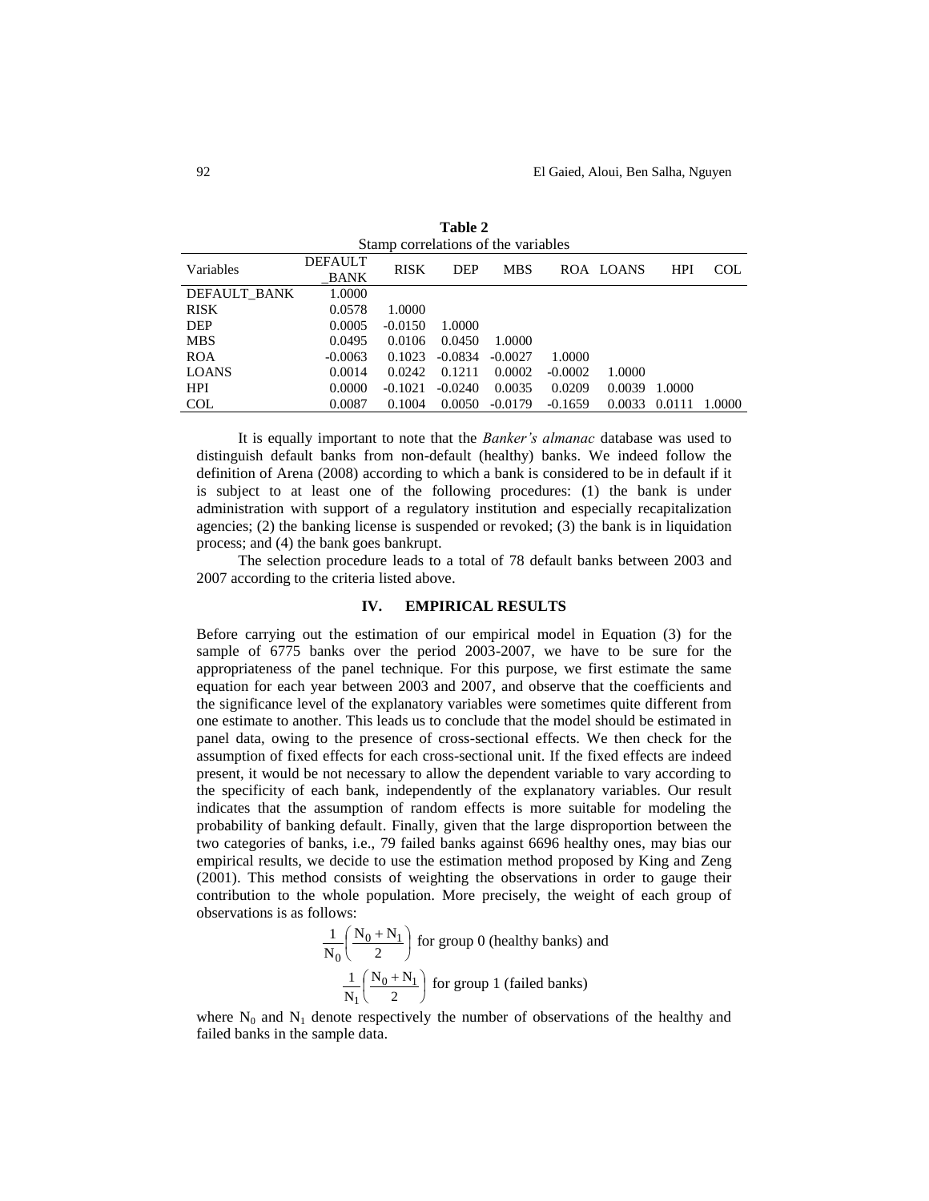**Table 2**

Stamp correlations of the variables

| Variables | DEFAULT _BANK | RISK | DEP | MBS | ROA | LOANS | HPI | COL |
|---|---|---|---|---|---|---|---|---|
| DEFAULT_BANK | 1.0000 | | | | | | | |
| RISK | 0.0578 | 1.0000 | | | | | | |
| DEP | 0.0005 | -0.0150 | 1.0000 | | | | | |
| MBS | 0.0495 | 0.0106 | 0.0450 | 1.0000 | | | | |
| ROA | -0.0063 | 0.1023 | -0.0834 | -0.0027 | 1.0000 | | | |
| LOANS | 0.0014 | 0.0242 | 0.1211 | 0.0002 | -0.0002 | 1.0000 | | |
| HPI | 0.0000 | -0.1021 | -0.0240 | 0.0035 | 0.0209 | 0.0039 | 1.0000 | |
| COL | 0.0087 | 0.1004 | 0.0050 | -0.0179 | -0.1659 | 0.0033 | 0.0111 | 1.0000 |

It is equally important to note that the *Banker's almanac* database was used to distinguish default banks from non-default (healthy) banks. We indeed follow the definition of Arena (2008) according to which a bank is considered to be in default if it is subject to at least one of the following procedures: (1) the bank is under administration with support of a regulatory institution and especially recapitalization agencies; (2) the banking license is suspended or revoked; (3) the bank is in liquidation process; and (4) the bank goes bankrupt.

The selection procedure leads to a total of 78 default banks between 2003 and 2007 according to the criteria listed above.

## IV. EMPIRICAL RESULTS

Before carrying out the estimation of our empirical model in Equation (3) for the sample of 6775 banks over the period 2003-2007, we have to be sure for the appropriateness of the panel technique. For this purpose, we first estimate the same equation for each year between 2003 and 2007, and observe that the coefficients and the significance level of the explanatory variables were sometimes quite different from one estimate to another. This leads us to conclude that the model should be estimated in panel data, owing to the presence of cross-sectional effects. We then check for the assumption of fixed effects for each cross-sectional unit. If the fixed effects are indeed present, it would be not necessary to allow the dependent variable to vary according to the specificity of each bank, independently of the explanatory variables. Our result indicates that the assumption of random effects is more suitable for modeling the probability of banking default. Finally, given that the large disproportion between the two categories of banks, i.e., 79 failed banks against 6696 healthy ones, may bias our empirical results, we decide to use the estimation method proposed by King and Zeng (2001). This method consists of weighting the observations in order to gauge their contribution to the whole population. More precisely, the weight of each group of observations is as follows:

$$\frac{1}{N_0}\left(\frac{N_0 + N_1}{2}\right) \text{ for group 0 (healthy banks) and}$$

$$\frac{1}{N_1}\left(\frac{N_0 + N_1}{2}\right) \text{ for group 1 (failed banks)}$$

where $N_0$ and $N_1$ denote respectively the number of observations of the healthy and failed banks in the sample data.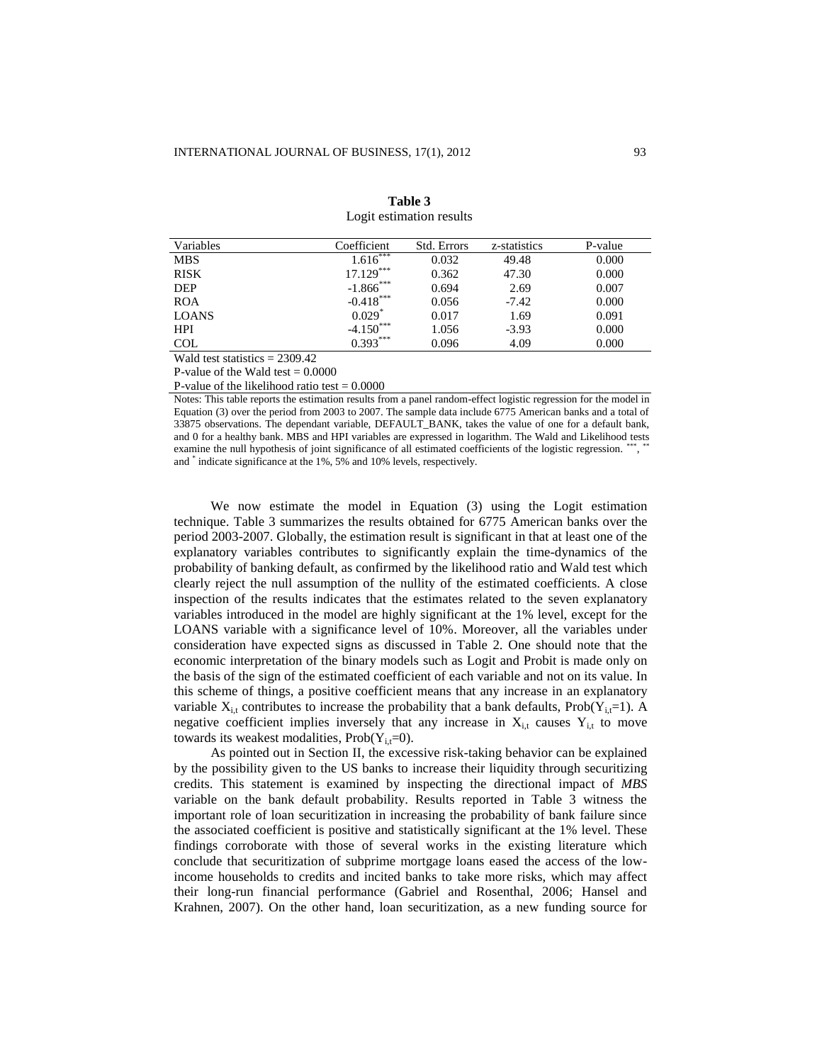**Table 3**
Logit estimation results

| Variables | Coefficient | Std. Errors | z-statistics | P-value |
|---|---|---|---|---|
| MBS | $1.616^{***}$ | 0.032 | 49.48 | 0.000 |
| RISK | $17.129^{***}$ | 0.362 | 47.30 | 0.000 |
| DEP | $-1.866^{***}$ | 0.694 | 2.69 | 0.007 |
| ROA | $-0.418^{***}$ | 0.056 | -7.42 | 0.000 |
| LOANS | $0.029^{*}$ | 0.017 | 1.69 | 0.091 |
| HPI | $-4.150^{***}$ | 1.056 | -3.93 | 0.000 |
| COL | $0.393^{***}$ | 0.096 | 4.09 | 0.000 |

Wald test statistics = 2309.42

P-value of the Wald test = 0.0000

P-value of the likelihood ratio test = 0.0000

Notes: This table reports the estimation results from a panel random-effect logistic regression for the model in Equation (3) over the period from 2003 to 2007. The sample data include 6775 American banks and a total of 33875 observations. The dependant variable, DEFAULT_BANK, takes the value of one for a default bank, and 0 for a healthy bank. MBS and HPI variables are expressed in logarithm. The Wald and Likelihood tests examine the null hypothesis of joint significance of all estimated coefficients of the logistic regression. ***, ** and * indicate significance at the 1%, 5% and 10% levels, respectively.

We now estimate the model in Equation (3) using the Logit estimation technique. Table 3 summarizes the results obtained for 6775 American banks over the period 2003-2007. Globally, the estimation result is significant in that at least one of the explanatory variables contributes to significantly explain the time-dynamics of the probability of banking default, as confirmed by the likelihood ratio and Wald test which clearly reject the null assumption of the nullity of the estimated coefficients. A close inspection of the results indicates that the estimates related to the seven explanatory variables introduced in the model are highly significant at the 1% level, except for the LOANS variable with a significance level of 10%. Moreover, all the variables under consideration have expected signs as discussed in Table 2. One should note that the economic interpretation of the binary models such as Logit and Probit is made only on the basis of the sign of the estimated coefficient of each variable and not on its value. In this scheme of things, a positive coefficient means that any increase in an explanatory variable $X_{i,t}$ contributes to increase the probability that a bank defaults, $\text{Prob}(Y_{i,t}=1)$. A negative coefficient implies inversely that any increase in $X_{i,t}$ causes $Y_{i,t}$ to move towards its weakest modalities, $\text{Prob}(Y_{i,t}=0)$.

As pointed out in Section II, the excessive risk-taking behavior can be explained by the possibility given to the US banks to increase their liquidity through securitizing credits. This statement is examined by inspecting the directional impact of *MBS* variable on the bank default probability. Results reported in Table 3 witness the important role of loan securitization in increasing the probability of bank failure since the associated coefficient is positive and statistically significant at the 1% level. These findings corroborate with those of several works in the existing literature which conclude that securitization of subprime mortgage loans eased the access of the low-income households to credits and incited banks to take more risks, which may affect their long-run financial performance (Gabriel and Rosenthal, 2006; Hansel and Krahnen, 2007). On the other hand, loan securitization, as a new funding source for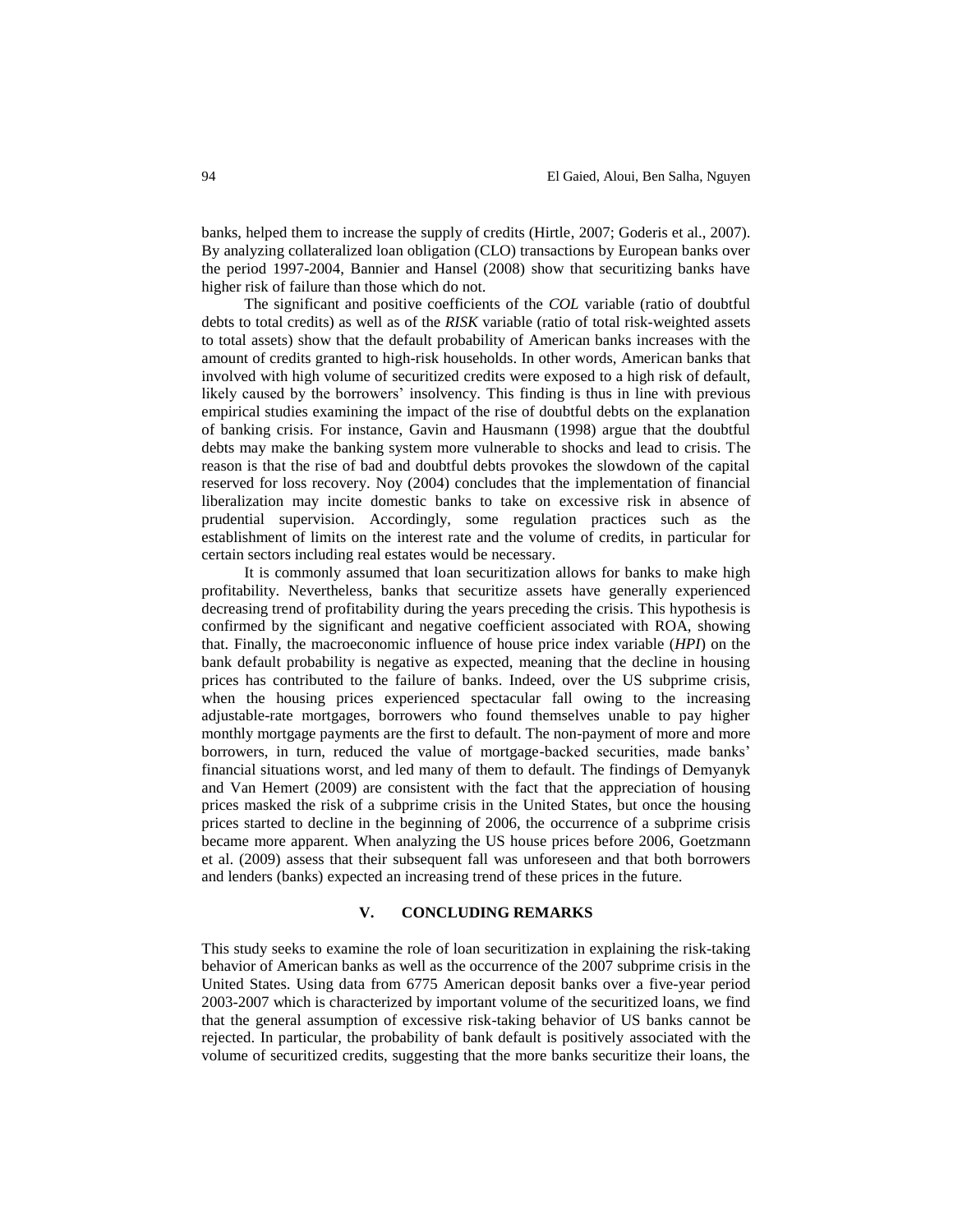banks, helped them to increase the supply of credits (Hirtle, 2007; Goderis et al., 2007). By analyzing collateralized loan obligation (CLO) transactions by European banks over the period 1997-2004, Bannier and Hansel (2008) show that securitizing banks have higher risk of failure than those which do not.

The significant and positive coefficients of the *COL* variable (ratio of doubtful debts to total credits) as well as of the *RISK* variable (ratio of total risk-weighted assets to total assets) show that the default probability of American banks increases with the amount of credits granted to high-risk households. In other words, American banks that involved with high volume of securitized credits were exposed to a high risk of default, likely caused by the borrowers' insolvency. This finding is thus in line with previous empirical studies examining the impact of the rise of doubtful debts on the explanation of banking crisis. For instance, Gavin and Hausmann (1998) argue that the doubtful debts may make the banking system more vulnerable to shocks and lead to crisis. The reason is that the rise of bad and doubtful debts provokes the slowdown of the capital reserved for loss recovery. Noy (2004) concludes that the implementation of financial liberalization may incite domestic banks to take on excessive risk in absence of prudential supervision. Accordingly, some regulation practices such as the establishment of limits on the interest rate and the volume of credits, in particular for certain sectors including real estates would be necessary.

It is commonly assumed that loan securitization allows for banks to make high profitability. Nevertheless, banks that securitize assets have generally experienced decreasing trend of profitability during the years preceding the crisis. This hypothesis is confirmed by the significant and negative coefficient associated with ROA, showing that. Finally, the macroeconomic influence of house price index variable (*HPI*) on the bank default probability is negative as expected, meaning that the decline in housing prices has contributed to the failure of banks. Indeed, over the US subprime crisis, when the housing prices experienced spectacular fall owing to the increasing adjustable-rate mortgages, borrowers who found themselves unable to pay higher monthly mortgage payments are the first to default. The non-payment of more and more borrowers, in turn, reduced the value of mortgage-backed securities, made banks' financial situations worst, and led many of them to default. The findings of Demyanyk and Van Hemert (2009) are consistent with the fact that the appreciation of housing prices masked the risk of a subprime crisis in the United States, but once the housing prices started to decline in the beginning of 2006, the occurrence of a subprime crisis became more apparent. When analyzing the US house prices before 2006, Goetzmann et al. (2009) assess that their subsequent fall was unforeseen and that both borrowers and lenders (banks) expected an increasing trend of these prices in the future.

## V. CONCLUDING REMARKS

This study seeks to examine the role of loan securitization in explaining the risk-taking behavior of American banks as well as the occurrence of the 2007 subprime crisis in the United States. Using data from 6775 American deposit banks over a five-year period 2003-2007 which is characterized by important volume of the securitized loans, we find that the general assumption of excessive risk-taking behavior of US banks cannot be rejected. In particular, the probability of bank default is positively associated with the volume of securitized credits, suggesting that the more banks securitize their loans, the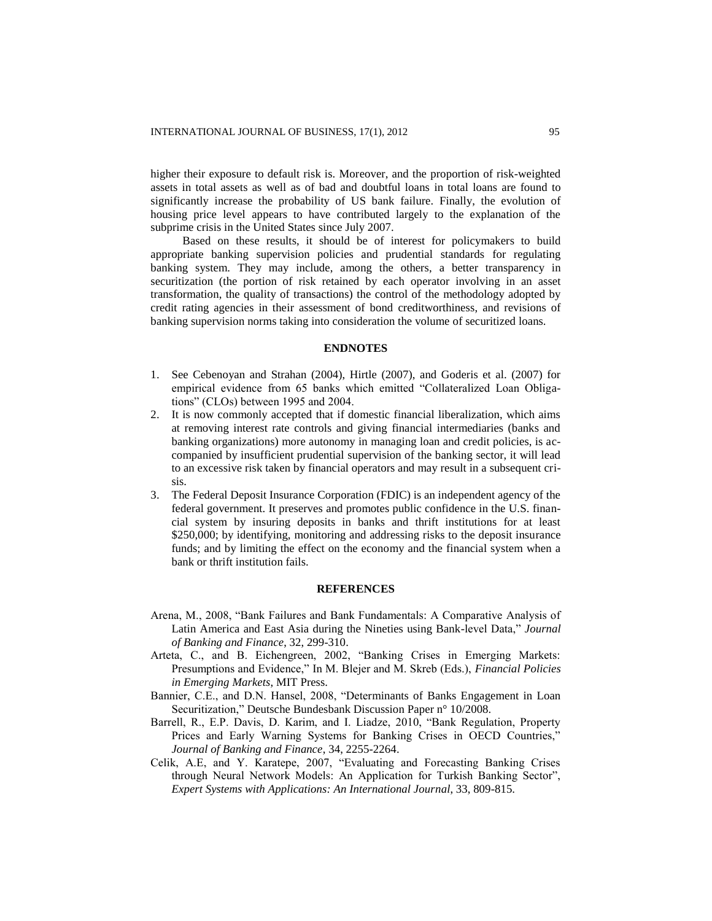higher their exposure to default risk is. Moreover, and the proportion of risk-weighted assets in total assets as well as of bad and doubtful loans in total loans are found to significantly increase the probability of US bank failure. Finally, the evolution of housing price level appears to have contributed largely to the explanation of the subprime crisis in the United States since July 2007.

Based on these results, it should be of interest for policymakers to build appropriate banking supervision policies and prudential standards for regulating banking system. They may include, among the others, a better transparency in securitization (the portion of risk retained by each operator involving in an asset transformation, the quality of transactions) the control of the methodology adopted by credit rating agencies in their assessment of bond creditworthiness, and revisions of banking supervision norms taking into consideration the volume of securitized loans.

## ENDNOTES

1. See Cebenoyan and Strahan (2004), Hirtle (2007), and Goderis et al. (2007) for empirical evidence from 65 banks which emitted "Collateralized Loan Obligations" (CLOs) between 1995 and 2004.
2. It is now commonly accepted that if domestic financial liberalization, which aims at removing interest rate controls and giving financial intermediaries (banks and banking organizations) more autonomy in managing loan and credit policies, is accompanied by insufficient prudential supervision of the banking sector, it will lead to an excessive risk taken by financial operators and may result in a subsequent crisis.
3. The Federal Deposit Insurance Corporation (FDIC) is an independent agency of the federal government. It preserves and promotes public confidence in the U.S. financial system by insuring deposits in banks and thrift institutions for at least \$250,000; by identifying, monitoring and addressing risks to the deposit insurance funds; and by limiting the effect on the economy and the financial system when a bank or thrift institution fails.

## REFERENCES

Arena, M., 2008, "Bank Failures and Bank Fundamentals: A Comparative Analysis of Latin America and East Asia during the Nineties using Bank-level Data," *Journal of Banking and Finance*, 32, 299-310.

Arteta, C., and B. Eichengreen, 2002, "Banking Crises in Emerging Markets: Presumptions and Evidence," In M. Blejer and M. Skreb (Eds.), *Financial Policies in Emerging Markets*, MIT Press.

Bannier, C.E., and D.N. Hansel, 2008, "Determinants of Banks Engagement in Loan Securitization," Deutsche Bundesbank Discussion Paper n° 10/2008.

Barrell, R., E.P. Davis, D. Karim, and I. Liadze, 2010, "Bank Regulation, Property Prices and Early Warning Systems for Banking Crises in OECD Countries," *Journal of Banking and Finance*, 34, 2255-2264.

Celik, A.E, and Y. Karatepe, 2007, "Evaluating and Forecasting Banking Crises through Neural Network Models: An Application for Turkish Banking Sector", *Expert Systems with Applications: An International Journal*, 33, 809-815.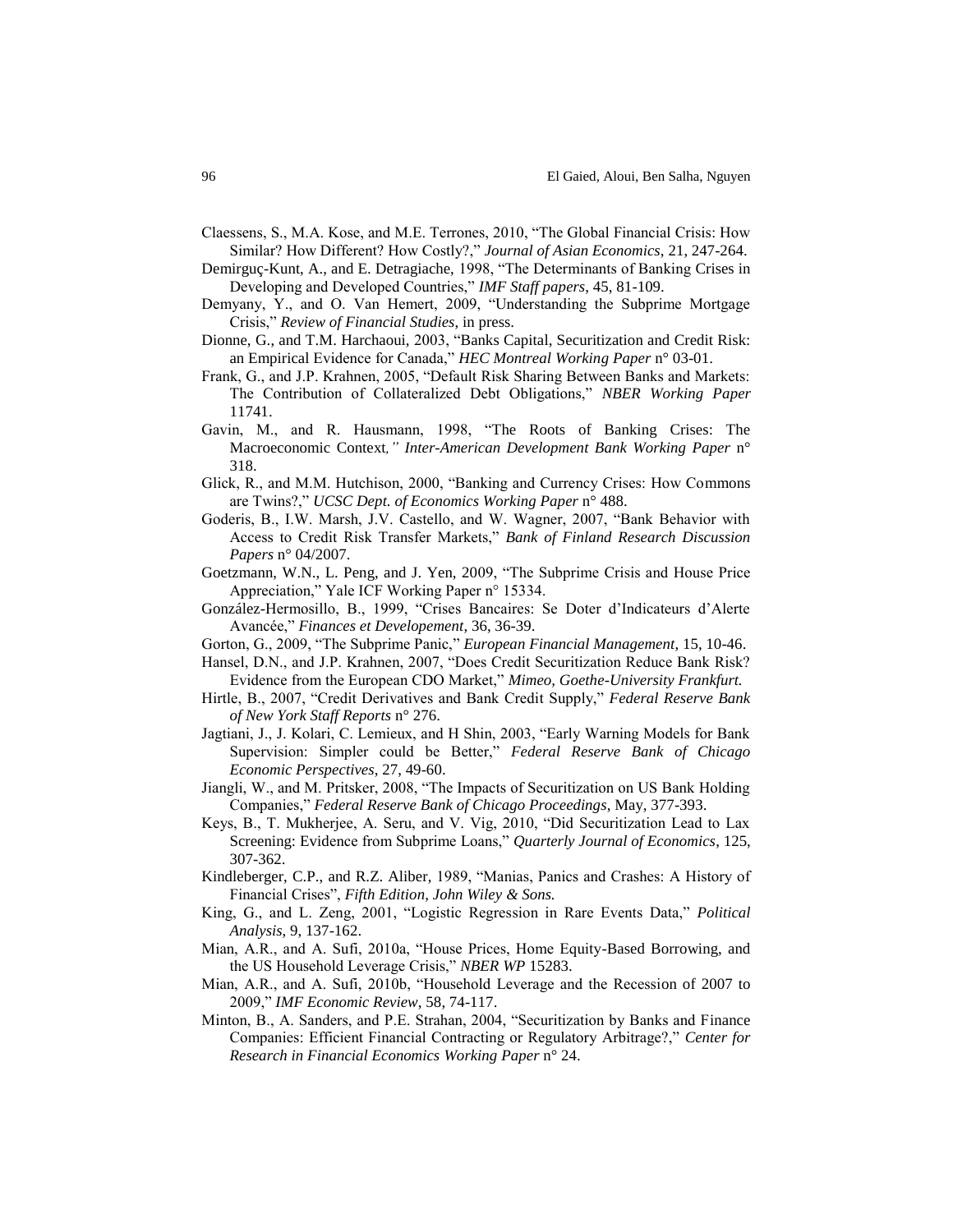Claessens, S., M.A. Kose, and M.E. Terrones, 2010, "The Global Financial Crisis: How Similar? How Different? How Costly?," *Journal of Asian Economics*, 21, 247-264.

Demirguç-Kunt, A., and E. Detragiache, 1998, "The Determinants of Banking Crises in Developing and Developed Countries," *IMF Staff papers*, 45, 81-109.

Demyany, Y., and O. Van Hemert, 2009, "Understanding the Subprime Mortgage Crisis," *Review of Financial Studies*, in press.

Dionne, G., and T.M. Harchaoui, 2003, "Banks Capital, Securitization and Credit Risk: an Empirical Evidence for Canada," *HEC Montreal Working Paper* n° 03-01.

Frank, G., and J.P. Krahnen, 2005, "Default Risk Sharing Between Banks and Markets: The Contribution of Collateralized Debt Obligations," *NBER Working Paper* 11741.

Gavin, M., and R. Hausmann, 1998, "The Roots of Banking Crises: The Macroeconomic Context*," Inter-American Development Bank Working Paper* n° 318.

Glick, R., and M.M. Hutchison, 2000, "Banking and Currency Crises: How Commons are Twins?," *UCSC Dept. of Economics Working Paper* n° 488.

Goderis, B., I.W. Marsh, J.V. Castello, and W. Wagner, 2007, "Bank Behavior with Access to Credit Risk Transfer Markets," *Bank of Finland Research Discussion Papers* n° 04/2007.

Goetzmann, W.N., L. Peng, and J. Yen, 2009, "The Subprime Crisis and House Price Appreciation," Yale ICF Working Paper n° 15334.

González-Hermosillo, B., 1999, "Crises Bancaires: Se Doter d'Indicateurs d'Alerte Avancée," *Finances et Developement*, 36, 36-39.

Gorton, G., 2009, "The Subprime Panic," *European Financial Management*, 15, 10-46.

Hansel, D.N., and J.P. Krahnen, 2007, "Does Credit Securitization Reduce Bank Risk? Evidence from the European CDO Market," *Mimeo, Goethe-University Frankfurt.*

Hirtle, B., 2007, "Credit Derivatives and Bank Credit Supply," *Federal Reserve Bank of New York Staff Reports* n° 276.

Jagtiani, J., J. Kolari, C. Lemieux, and H Shin, 2003, "Early Warning Models for Bank Supervision: Simpler could be Better," *Federal Reserve Bank of Chicago Economic Perspectives*, 27, 49-60.

Jiangli, W., and M. Pritsker, 2008, "The Impacts of Securitization on US Bank Holding Companies," *Federal Reserve Bank of Chicago Proceedings*, May, 377-393.

Keys, B., T. Mukherjee, A. Seru, and V. Vig, 2010, "Did Securitization Lead to Lax Screening: Evidence from Subprime Loans," *Quarterly Journal of Economics*, 125, 307-362.

Kindleberger, C.P., and R.Z. Aliber, 1989, "Manias, Panics and Crashes: A History of Financial Crises", *Fifth Edition, John Wiley & Sons.*

King, G., and L. Zeng, 2001, "Logistic Regression in Rare Events Data," *Political Analysis*, 9, 137-162.

Mian, A.R., and A. Sufi, 2010a, "House Prices, Home Equity-Based Borrowing, and the US Household Leverage Crisis," *NBER WP* 15283.

Mian, A.R., and A. Sufi, 2010b, "Household Leverage and the Recession of 2007 to 2009," *IMF Economic Review*, 58, 74-117.

Minton, B., A. Sanders, and P.E. Strahan, 2004, "Securitization by Banks and Finance Companies: Efficient Financial Contracting or Regulatory Arbitrage?," *Center for Research in Financial Economics Working Paper* n° 24.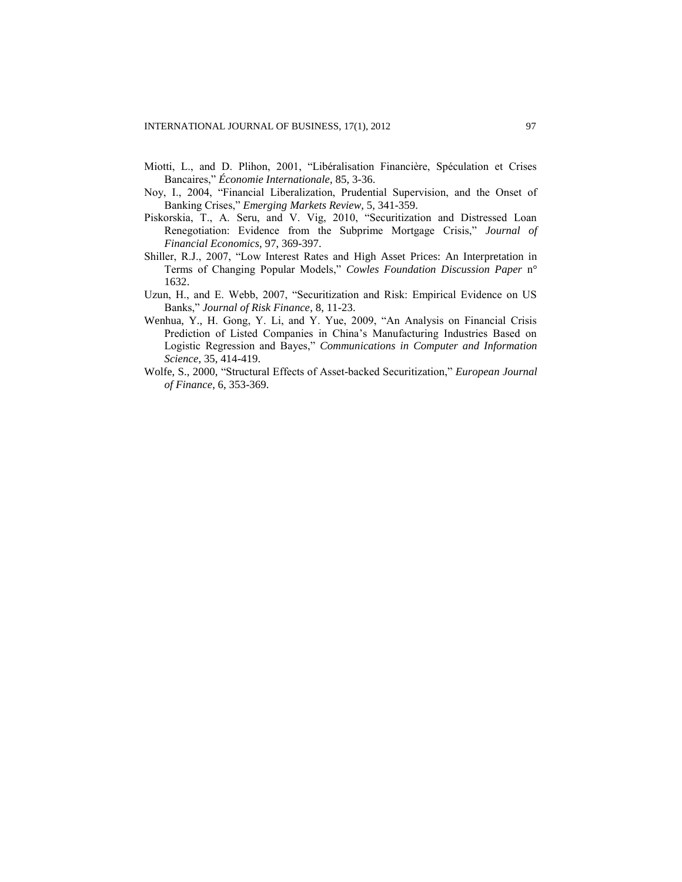Miotti, L., and D. Plihon, 2001, "Libéralisation Financière, Spéculation et Crises Bancaires," *Économie Internationale*, 85, 3-36.

Noy, I., 2004, "Financial Liberalization, Prudential Supervision, and the Onset of Banking Crises," *Emerging Markets Review*, 5, 341-359.

Piskorskia, T., A. Seru, and V. Vig, 2010, "Securitization and Distressed Loan Renegotiation: Evidence from the Subprime Mortgage Crisis," *Journal of Financial Economics*, 97, 369-397.

Shiller, R.J., 2007, "Low Interest Rates and High Asset Prices: An Interpretation in Terms of Changing Popular Models," *Cowles Foundation Discussion Paper* n° 1632.

Uzun, H., and E. Webb, 2007, "Securitization and Risk: Empirical Evidence on US Banks," *Journal of Risk Finance*, 8, 11-23.

Wenhua, Y., H. Gong, Y. Li, and Y. Yue, 2009, "An Analysis on Financial Crisis Prediction of Listed Companies in China's Manufacturing Industries Based on Logistic Regression and Bayes," *Communications in Computer and Information Science*, 35, 414-419.

Wolfe, S., 2000, "Structural Effects of Asset-backed Securitization," *European Journal of Finance*, 6, 353-369.